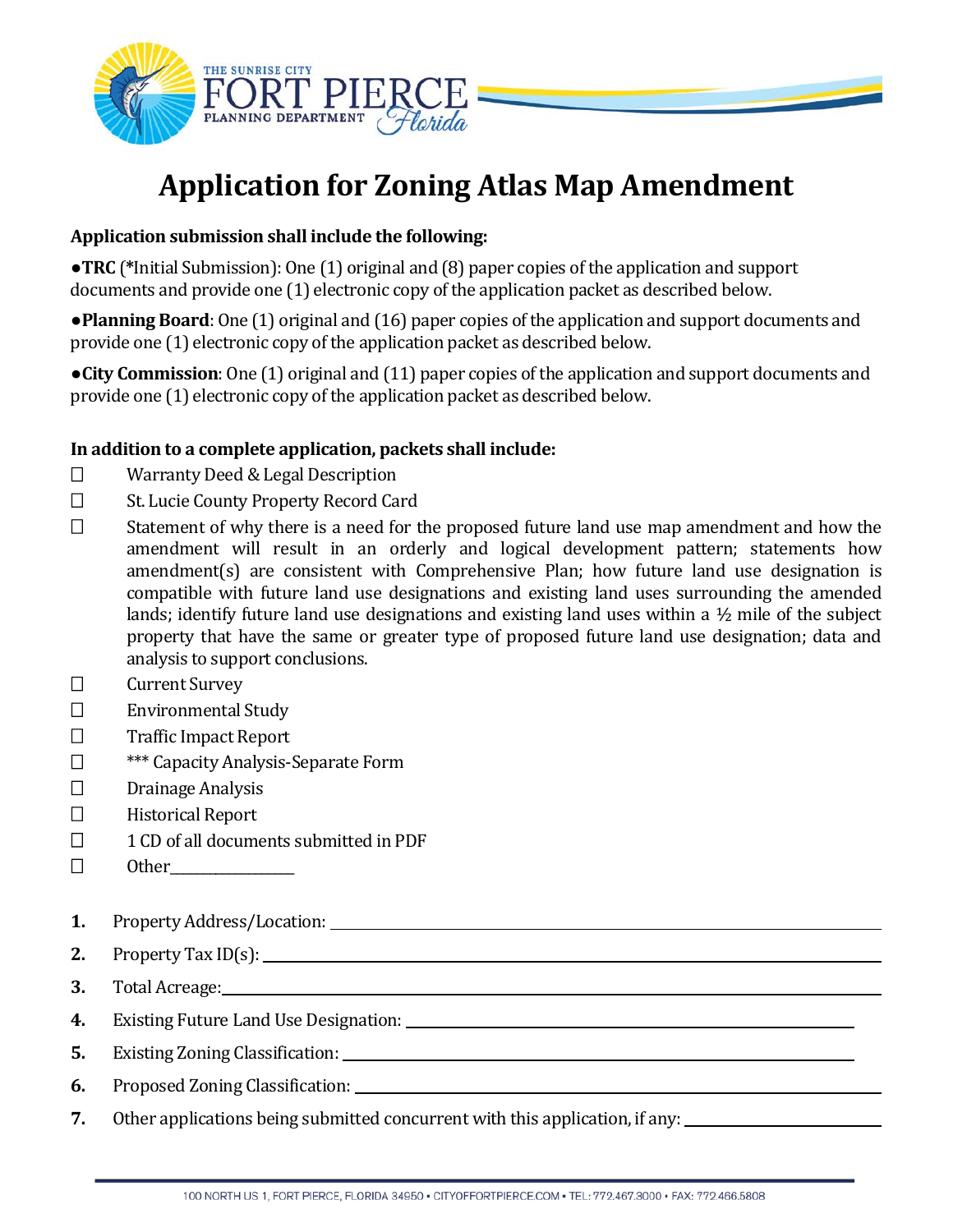THE SUNRISE CITY
FORT PIERCE
PLANNING DEPARTMENT
*Florida*

# Application for Zoning Atlas Map Amendment

**Application submission shall include the following:**

●**TRC** (**\***Initial Submission): One (1) original and (8) paper copies of the application and support documents and provide one (1) electronic copy of the application packet as described below.

●**Planning Board**: One (1) original and (16) paper copies of the application and support documents and provide one (1) electronic copy of the application packet as described below.

●**City Commission**: One (1) original and (11) paper copies of the application and support documents and provide one (1) electronic copy of the application packet as described below.

**In addition to a complete application, packets shall include:**

- ☐ Warranty Deed & Legal Description
- ☐ St. Lucie County Property Record Card
- ☐ Statement of why there is a need for the proposed future land use map amendment and how the amendment will result in an orderly and logical development pattern; statements how amendment(s) are consistent with Comprehensive Plan; how future land use designation is compatible with future land use designations and existing land uses surrounding the amended lands; identify future land use designations and existing land uses within a ½ mile of the subject property that have the same or greater type of proposed future land use designation; data and analysis to support conclusions.
- ☐ Current Survey
- ☐ Environmental Study
- ☐ Traffic Impact Report
- ☐ *** Capacity Analysis-Separate Form
- ☐ Drainage Analysis
- ☐ Historical Report
- ☐ 1 CD of all documents submitted in PDF
- ☐ Other_______________

1. Property Address/Location: ______________________________
2. Property Tax ID(s): ______________________________
3. Total Acreage: ______________________________
4. Existing Future Land Use Designation: ______________________________
5. Existing Zoning Classification: ______________________________
6. Proposed Zoning Classification: ______________________________
7. Other applications being submitted concurrent with this application, if any: ______________________________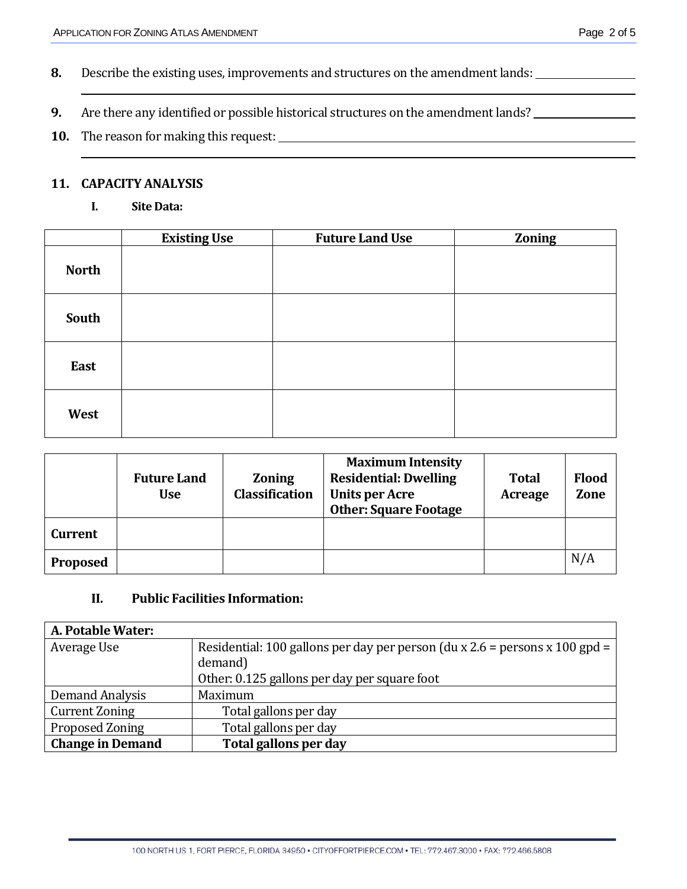**8.** Describe the existing uses, improvements and structures on the amendment lands: \_\_\_\_\_\_\_\_\_\_\_\_\_\_\_\_

\_\_\_\_\_\_\_\_\_\_\_\_\_\_\_\_\_\_\_\_\_\_\_\_\_\_\_\_\_\_\_\_\_\_\_\_\_\_\_\_\_\_\_\_\_\_\_\_\_\_\_\_\_\_\_\_\_\_\_\_\_\_

**9.** Are there any identified or possible historical structures on the amendment lands? \_\_\_\_\_\_\_\_\_\_\_\_\_\_\_\_

**10.** The reason for making this request: \_\_\_\_\_\_\_\_\_\_\_\_\_\_\_\_\_\_\_\_\_\_\_\_\_\_\_\_\_\_\_\_\_\_\_\_\_\_\_\_

\_\_\_\_\_\_\_\_\_\_\_\_\_\_\_\_\_\_\_\_\_\_\_\_\_\_\_\_\_\_\_\_\_\_\_\_\_\_\_\_\_\_\_\_\_\_\_\_\_\_\_\_\_\_\_\_\_\_\_\_\_\_

## 11. CAPACITY ANALYSIS

### I. Site Data:

| | Existing Use | Future Land Use | Zoning |
|---|---|---|---|
| **North** | | | |
| **South** | | | |
| **East** | | | |
| **West** | | | |

| | Future Land Use | Zoning Classification | Maximum Intensity Residential: Dwelling Units per Acre Other: Square Footage | Total Acreage | Flood Zone |
|---|---|---|---|---|---|
| **Current** | | | | | |
| **Proposed** | | | | | N/A |

### II. Public Facilities Information:

| **A. Potable Water:** | |
|---|---|
| Average Use | Residential: 100 gallons per day per person (du x 2.6 = persons x 100 gpd = demand)<br>Other: 0.125 gallons per day per square foot |
| Demand Analysis | Maximum |
| Current Zoning | Total gallons per day |
| Proposed Zoning | Total gallons per day |
| **Change in Demand** | **Total gallons per day** |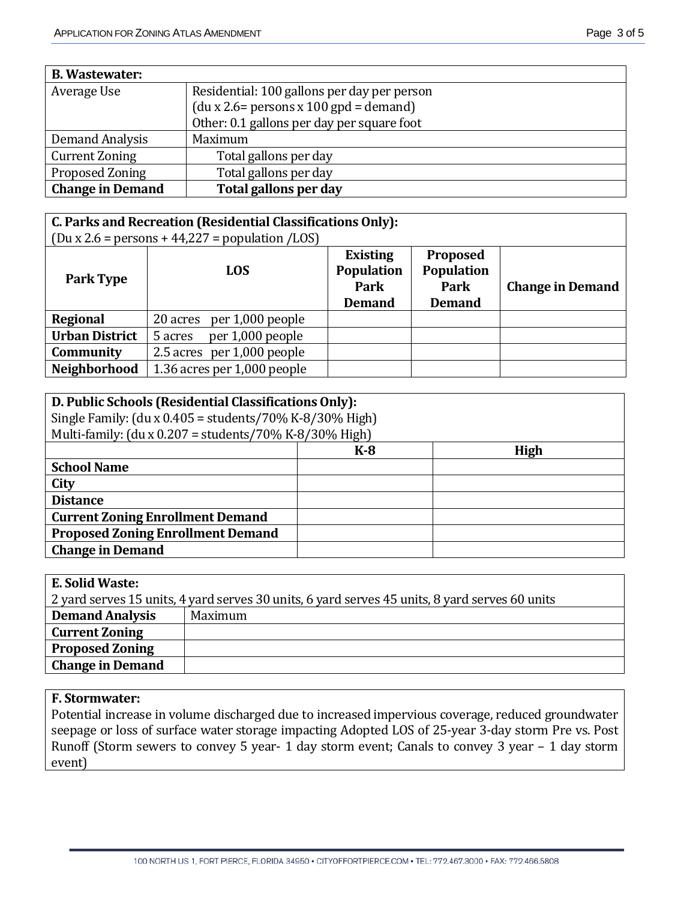| **B. Wastewater:** | |
|---|---|
| Average Use | Residential: 100 gallons per day per person<br>(du x 2.6= persons x 100 gpd = demand)<br>Other: 0.1 gallons per day per square foot |
| Demand Analysis | Maximum |
| Current Zoning | Total gallons per day |
| Proposed Zoning | Total gallons per day |
| **Change in Demand** | **Total gallons per day** |

**C. Parks and Recreation (Residential Classifications Only):**
(Du x 2.6 = persons + 44,227 = population /LOS)

| Park Type | LOS | Existing Population Park Demand | Proposed Population Park Demand | Change in Demand |
|---|---|---|---|---|
| **Regional** | 20 acres per 1,000 people | | | |
| **Urban District** | 5 acres per 1,000 people | | | |
| **Community** | 2.5 acres per 1,000 people | | | |
| **Neighborhood** | 1.36 acres per 1,000 people | | | |

**D. Public Schools (Residential Classifications Only):**
Single Family: (du x 0.405 = students/70% K-8/30% High)
Multi-family: (du x 0.207 = students/70% K-8/30% High)

| | K-8 | High |
|---|---|---|
| **School Name** | | |
| **City** | | |
| **Distance** | | |
| **Current Zoning Enrollment Demand** | | |
| **Proposed Zoning Enrollment Demand** | | |
| **Change in Demand** | | |

**E. Solid Waste:**
2 yard serves 15 units, 4 yard serves 30 units, 6 yard serves 45 units, 8 yard serves 60 units

| **Demand Analysis** | Maximum |
|---|---|
| **Current Zoning** | |
| **Proposed Zoning** | |
| **Change in Demand** | |

**F. Stormwater:**
Potential increase in volume discharged due to increased impervious coverage, reduced groundwater seepage or loss of surface water storage impacting Adopted LOS of 25-year 3-day storm Pre vs. Post Runoff (Storm sewers to convey 5 year- 1 day storm event; Canals to convey 3 year – 1 day storm event)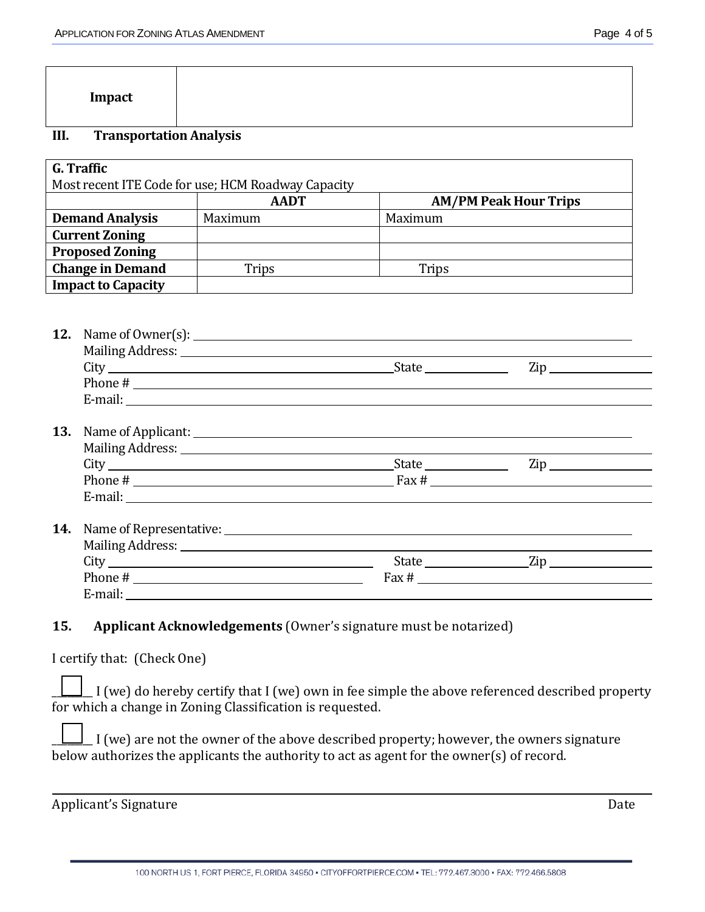| Impact | |
|---|---|

## III. Transportation Analysis

| G. Traffic<br>Most recent ITE Code for use; HCM Roadway Capacity | | |
|---|---|---|
| | **AADT** | **AM/PM Peak Hour Trips** |
| **Demand Analysis** | Maximum | Maximum |
| **Current Zoning** | | |
| **Proposed Zoning** | | |
| **Change in Demand** | Trips | Trips |
| **Impact to Capacity** | | |

**12.** Name of Owner(s): ____________________
Mailing Address: ____________________
City ____________________ State __________ Zip __________
Phone # ____________________
E-mail: ____________________

**13.** Name of Applicant: ____________________
Mailing Address: ____________________
City ____________________ State __________ Zip __________
Phone # ____________________ Fax # ____________________
E-mail: ____________________

**14.** Name of Representative: ____________________
Mailing Address: ____________________
City ____________________ State __________ Zip __________
Phone # ____________________ Fax # ____________________
E-mail: ____________________

**15. Applicant Acknowledgements** (Owner's signature must be notarized)

I certify that: (Check One)

☐ I (we) do hereby certify that I (we) own in fee simple the above referenced described property for which a change in Zoning Classification is requested.

☐ I (we) are not the owner of the above described property; however, the owners signature below authorizes the applicants the authority to act as agent for the owner(s) of record.

____________________________________________________________

Applicant's Signature                                        Date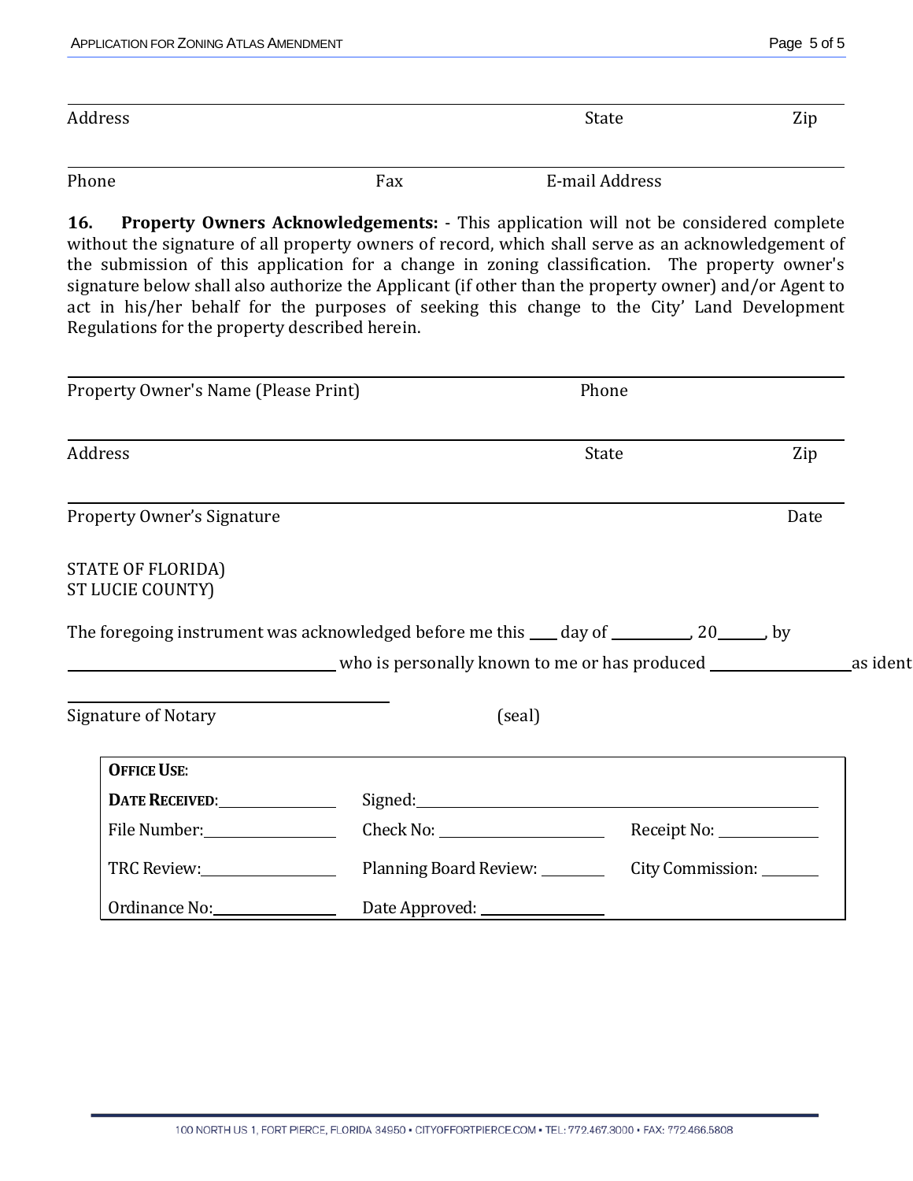Address State Zip

Phone Fax E-mail Address

**16. Property Owners Acknowledgements:** - This application will not be considered complete without the signature of all property owners of record, which shall serve as an acknowledgement of the submission of this application for a change in zoning classification. The property owner's signature below shall also authorize the Applicant (if other than the property owner) and/or Agent to act in his/her behalf for the purposes of seeking this change to the City' Land Development Regulations for the property described herein.

Property Owner's Name (Please Print) Phone

Address State Zip

Property Owner's Signature Date

STATE OF FLORIDA)
ST LUCIE COUNTY)

The foregoing instrument was acknowledged before me this ____ day of __________, 20______, by

__________________________________ who is personally known to me or has produced __________________ as ident

_________________________________________

Signature of Notary (seal)

| | | |
|---|---|---|
| **OFFICE USE:** | | |
| **DATE RECEIVED**:______________ | Signed:__________________________________________ | |
| File Number:______________ | Check No: __________________ | Receipt No: ____________ |
| TRC Review:______________ | Planning Board Review: ________ | City Commission: _______ |
| Ordinance No:______________ | Date Approved: _______________ | |